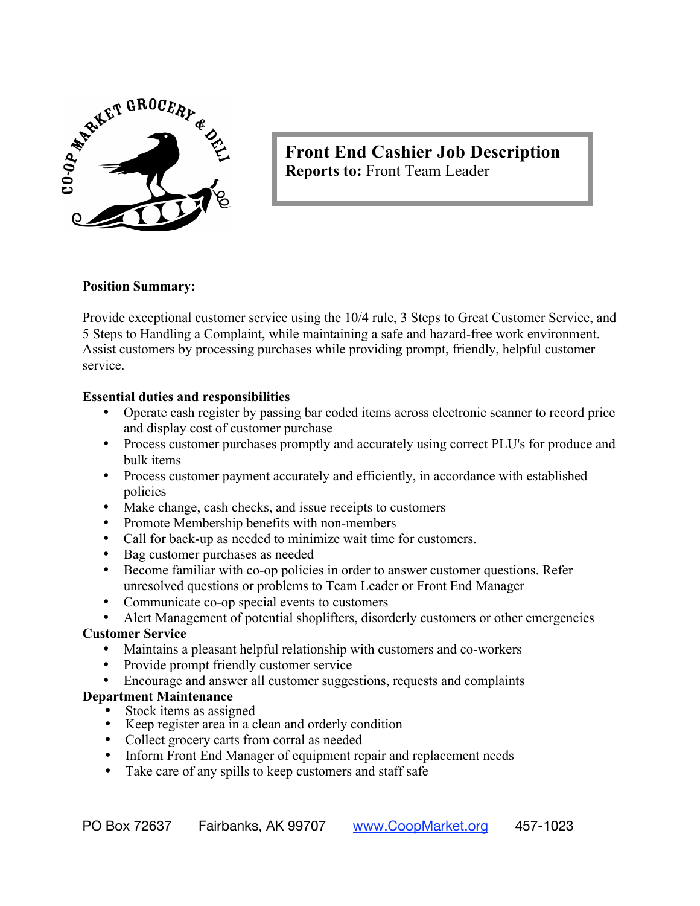# Front End Cashier Job Description

**Reports to:** Front Team Leader

**Position Summary:**

Provide exceptional customer service using the 10/4 rule, 3 Steps to Great Customer Service, and 5 Steps to Handling a Complaint, while maintaining a safe and hazard-free work environment. Assist customers by processing purchases while providing prompt, friendly, helpful customer service.

**Essential duties and responsibilities**

- Operate cash register by passing bar coded items across electronic scanner to record price and display cost of customer purchase
- Process customer purchases promptly and accurately using correct PLU's for produce and bulk items
- Process customer payment accurately and efficiently, in accordance with established policies
- Make change, cash checks, and issue receipts to customers
- Promote Membership benefits with non-members
- Call for back-up as needed to minimize wait time for customers.
- Bag customer purchases as needed
- Become familiar with co-op policies in order to answer customer questions. Refer unresolved questions or problems to Team Leader or Front End Manager
- Communicate co-op special events to customers
- Alert Management of potential shoplifters, disorderly customers or other emergencies

**Customer Service**

- Maintains a pleasant helpful relationship with customers and co-workers
- Provide prompt friendly customer service
- Encourage and answer all customer suggestions, requests and complaints

**Department Maintenance**

- Stock items as assigned
- Keep register area in a clean and orderly condition
- Collect grocery carts from corral as needed
- Inform Front End Manager of equipment repair and replacement needs
- Take care of any spills to keep customers and staff safe

PO Box 72637 Fairbanks, AK 99707 www.CoopMarket.org 457-1023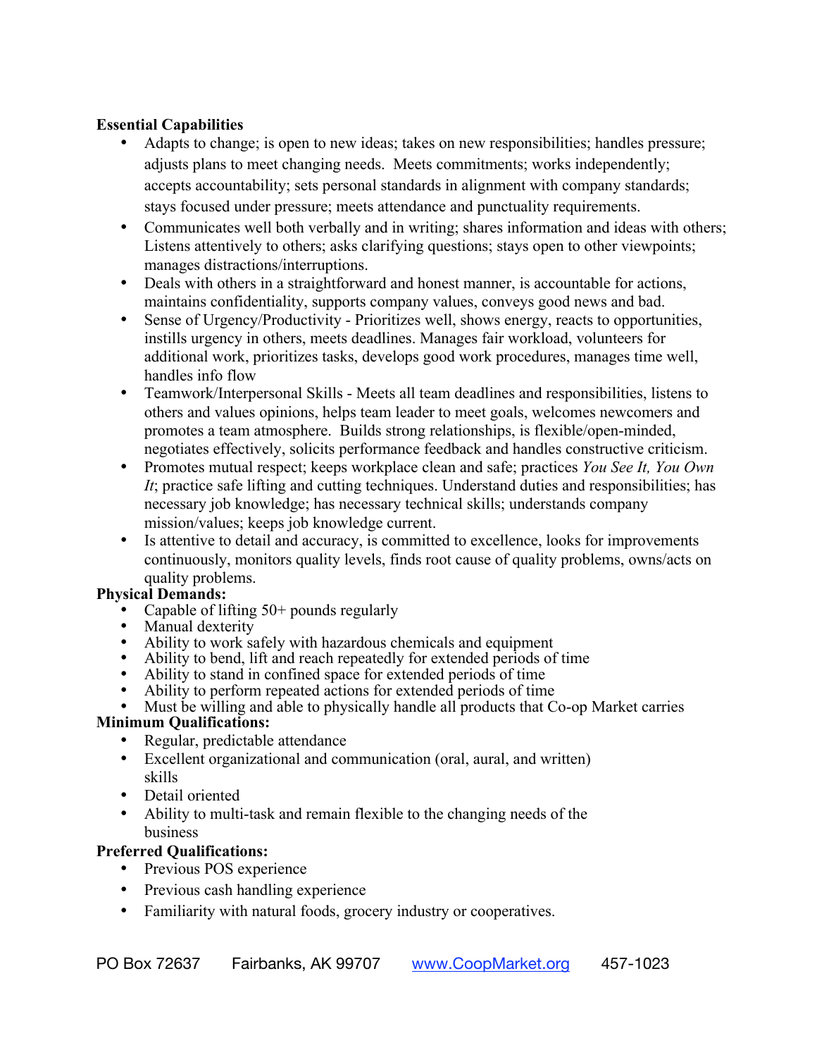**Essential Capabilities**

- Adapts to change; is open to new ideas; takes on new responsibilities; handles pressure; adjusts plans to meet changing needs. Meets commitments; works independently; accepts accountability; sets personal standards in alignment with company standards; stays focused under pressure; meets attendance and punctuality requirements.
- Communicates well both verbally and in writing; shares information and ideas with others; Listens attentively to others; asks clarifying questions; stays open to other viewpoints; manages distractions/interruptions.
- Deals with others in a straightforward and honest manner, is accountable for actions, maintains confidentiality, supports company values, conveys good news and bad.
- Sense of Urgency/Productivity - Prioritizes well, shows energy, reacts to opportunities, instills urgency in others, meets deadlines. Manages fair workload, volunteers for additional work, prioritizes tasks, develops good work procedures, manages time well, handles info flow
- Teamwork/Interpersonal Skills - Meets all team deadlines and responsibilities, listens to others and values opinions, helps team leader to meet goals, welcomes newcomers and promotes a team atmosphere. Builds strong relationships, is flexible/open-minded, negotiates effectively, solicits performance feedback and handles constructive criticism.
- Promotes mutual respect; keeps workplace clean and safe; practices *You See It, You Own It*; practice safe lifting and cutting techniques. Understand duties and responsibilities; has necessary job knowledge; has necessary technical skills; understands company mission/values; keeps job knowledge current.
- Is attentive to detail and accuracy, is committed to excellence, looks for improvements continuously, monitors quality levels, finds root cause of quality problems, owns/acts on quality problems.

**Physical Demands:**

- Capable of lifting 50+ pounds regularly
- Manual dexterity
- Ability to work safely with hazardous chemicals and equipment
- Ability to bend, lift and reach repeatedly for extended periods of time
- Ability to stand in confined space for extended periods of time
- Ability to perform repeated actions for extended periods of time
- Must be willing and able to physically handle all products that Co-op Market carries

**Minimum Qualifications:**

- Regular, predictable attendance
- Excellent organizational and communication (oral, aural, and written) skills
- Detail oriented
- Ability to multi-task and remain flexible to the changing needs of the business

**Preferred Qualifications:**

- Previous POS experience
- Previous cash handling experience
- Familiarity with natural foods, grocery industry or cooperatives.

PO Box 72637 Fairbanks, AK 99707 www.CoopMarket.org 457-1023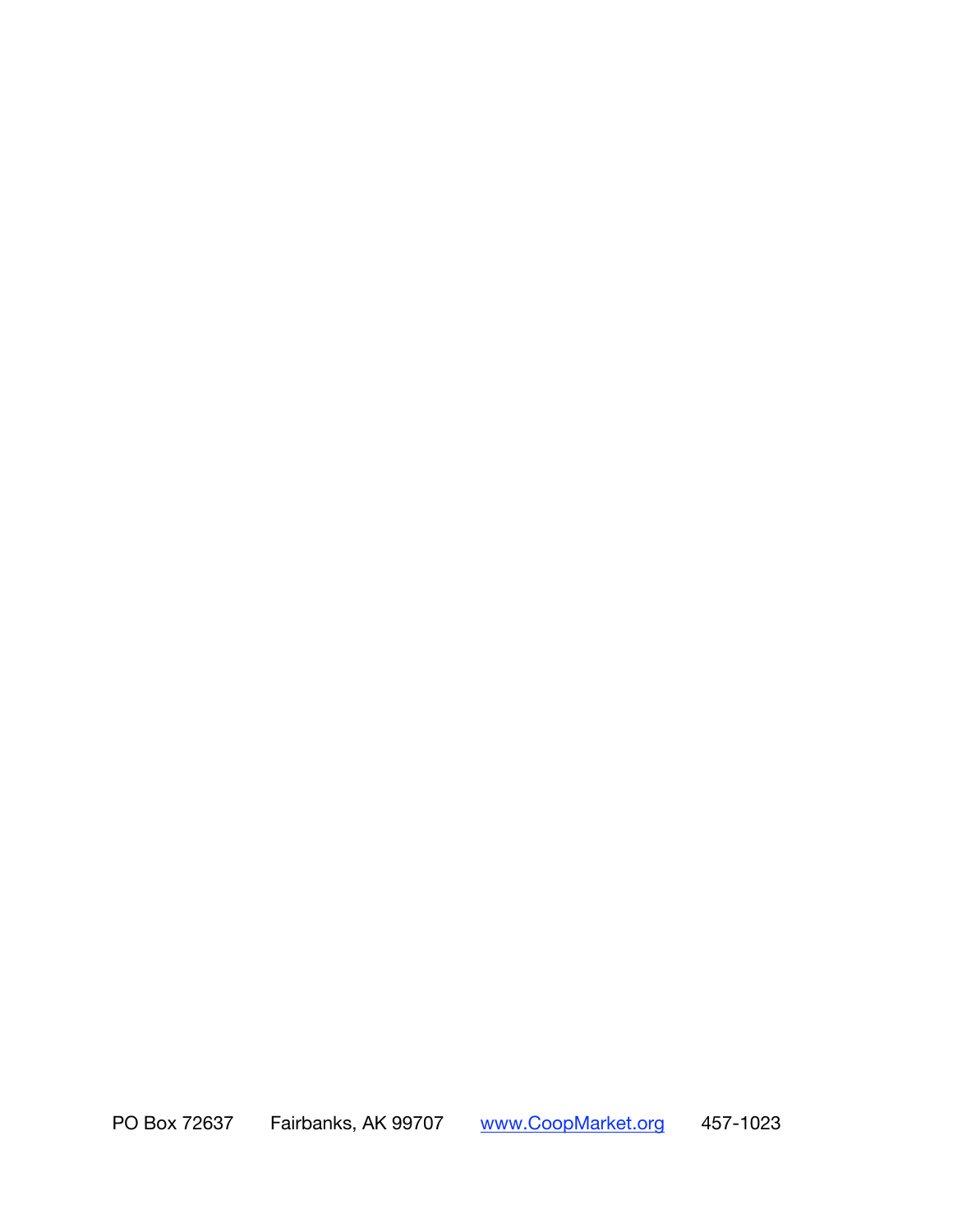PO Box 72637 Fairbanks, AK 99707 [www.CoopMarket.org](http://www.CoopMarket.org) 457-1023